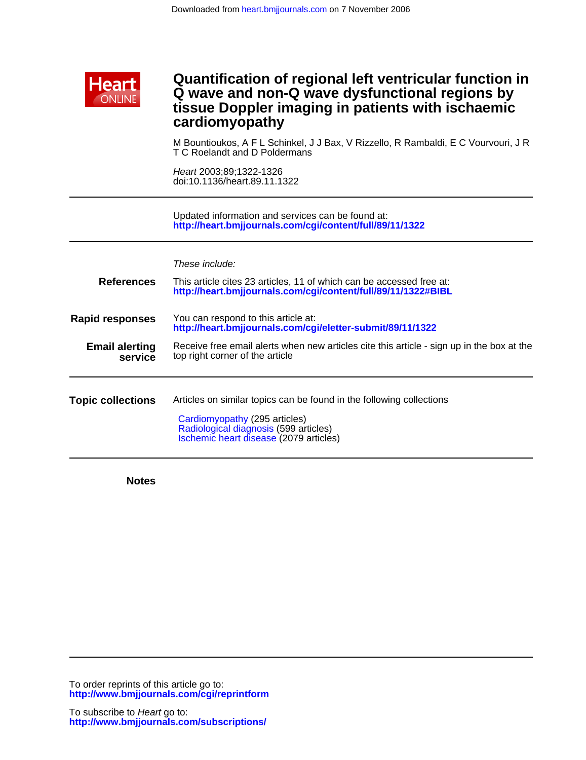Downloaded from heart.bmjjournals.com on 7 November 2006

# Quantification of regional left ventricular function in Q wave and non-Q wave dysfunctional regions by tissue Doppler imaging in patients with ischaemic cardiomyopathy

M Bountioukos, A F L Schinkel, J J Bax, V Rizzello, R Rambaldi, E C Vourvouri, J R T C Roelandt and D Poldermans

*Heart* 2003;89;1322-1326
doi:10.1136/heart.89.11.1322

---

Updated information and services can be found at:
**http://heart.bmjjournals.com/cgi/content/full/89/11/1322**

---

*These include:*

**References**
This article cites 23 articles, 11 of which can be accessed free at:
**http://heart.bmjjournals.com/cgi/content/full/89/11/1322#BIBL**

**Rapid responses**
You can respond to this article at:
**http://heart.bmjjournals.com/cgi/eletter-submit/89/11/1322**

**Email alerting service**
Receive free email alerts when new articles cite this article - sign up in the box at the top right corner of the article

---

**Topic collections**
Articles on similar topics can be found in the following collections

Cardiomyopathy (295 articles)
Radiological diagnosis (599 articles)
Ischemic heart disease (2079 articles)

---

**Notes**

---

To order reprints of this article go to:
**http://www.bmjjournals.com/cgi/reprintform**

To subscribe to *Heart* go to:
**http://www.bmjjournals.com/subscriptions/**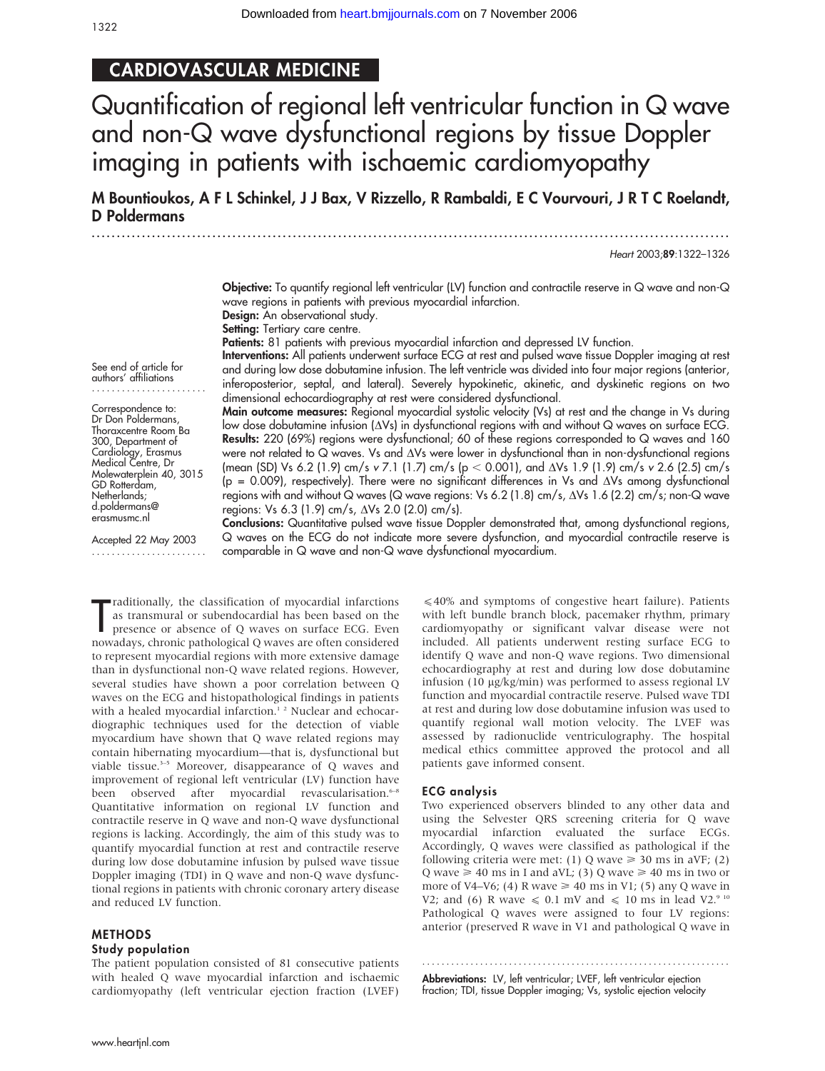# CARDIOVASCULAR MEDICINE

# Quantification of regional left ventricular function in Q wave and non-Q wave dysfunctional regions by tissue Doppler imaging in patients with ischaemic cardiomyopathy

**M Bountioukos, A F L Schinkel, J J Bax, V Rizzello, R Rambaldi, E C Vourvouri, J R T C Roelandt, D Poldermans**

See end of article for authors' affiliations

Correspondence to: Dr Don Poldermans, Thoraxcentre Room Ba 300, Department of Cardiology, Erasmus Medical Centre, Dr Molewaterplein 40, 3015 GD Rotterdam, Netherlands; d.poldermans@erasmusmc.nl

Accepted 22 May 2003

**Objective:** To quantify regional left ventricular (LV) function and contractile reserve in Q wave and non-Q wave regions in patients with previous myocardial infarction.

**Design:** An observational study.

**Setting:** Tertiary care centre.

**Patients:** 81 patients with previous myocardial infarction and depressed LV function.

**Interventions:** All patients underwent surface ECG at rest and pulsed wave tissue Doppler imaging at rest and during low dose dobutamine infusion. The left ventricle was divided into four major regions (anterior, inferoposterior, septal, and lateral). Severely hypokinetic, akinetic, and dyskinetic regions on two dimensional echocardiography at rest were considered dysfunctional.

**Main outcome measures:** Regional myocardial systolic velocity (Vs) at rest and the change in Vs during low dose dobutamine infusion (ΔVs) in dysfunctional regions with and without Q waves on surface ECG.

**Results:** 220 (69%) regions were dysfunctional; 60 of these regions corresponded to Q waves and 160 were not related to Q waves. Vs and ΔVs were lower in dysfunctional than in non-dysfunctional regions (mean (SD) Vs 6.2 (1.9) cm/s *v* 7.1 (1.7) cm/s ($p < 0.001$), and ΔVs 1.9 (1.9) cm/s *v* 2.6 (2.5) cm/s ($p = 0.009$), respectively). There were no significant differences in Vs and ΔVs among dysfunctional regions with and without Q waves (Q wave regions: Vs 6.2 (1.8) cm/s, ΔVs 1.6 (2.2) cm/s; non-Q wave regions: Vs 6.3 (1.9) cm/s, ΔVs 2.0 (2.0) cm/s).

**Conclusions:** Quantitative pulsed wave tissue Doppler demonstrated that, among dysfunctional regions, Q waves on the ECG do not indicate more severe dysfunction, and myocardial contractile reserve is comparable in Q wave and non-Q wave dysfunctional myocardium.

Traditionally, the classification of myocardial infarctions as transmural or subendocardial has been based on the presence or absence of Q waves on surface ECG. Even nowadays, chronic pathological Q waves are often considered to represent myocardial regions with more extensive damage than in dysfunctional non-Q wave related regions. However, several studies have shown a poor correlation between Q waves on the ECG and histopathological findings in patients with a healed myocardial infarction.[1,2] Nuclear and echocardiographic techniques used for the detection of viable myocardium have shown that Q wave related regions may contain hibernating myocardium—that is, dysfunctional but viable tissue.[3–5] Moreover, disappearance of Q waves and improvement of regional left ventricular (LV) function have been observed after myocardial revascularisation.[6–8] Quantitative information on regional LV function and contractile reserve in Q wave and non-Q wave dysfunctional regions is lacking. Accordingly, the aim of this study was to quantify myocardial function at rest and contractile reserve during low dose dobutamine infusion by pulsed wave tissue Doppler imaging (TDI) in Q wave and non-Q wave dysfunctional regions in patients with chronic coronary artery disease and reduced LV function.

## METHODS

### Study population

The patient population consisted of 81 consecutive patients with healed Q wave myocardial infarction and ischaemic cardiomyopathy (left ventricular ejection fraction (LVEF) ⩽40% and symptoms of congestive heart failure). Patients with left bundle branch block, pacemaker rhythm, primary cardiomyopathy or significant valvar disease were not included. All patients underwent resting surface ECG to identify Q wave and non-Q wave regions. Two dimensional echocardiography at rest and during low dose dobutamine infusion (10 μg/kg/min) was performed to assess regional LV function and myocardial contractile reserve. Pulsed wave TDI at rest and during low dose dobutamine infusion was used to quantify regional wall motion velocity. The LVEF was assessed by radionuclide ventriculography. The hospital medical ethics committee approved the protocol and all patients gave informed consent.

### ECG analysis

Two experienced observers blinded to any other data and using the Selvester QRS screening criteria for Q wave myocardial infarction evaluated the surface ECGs. Accordingly, Q waves were classified as pathological if the following criteria were met: (1) Q wave ⩾ 30 ms in aVF; (2) Q wave ⩾ 40 ms in I and aVL; (3) Q wave ⩾ 40 ms in two or more of V4–V6; (4) R wave ⩾ 40 ms in V1; (5) any Q wave in V2; and (6) R wave ⩽ 0.1 mV and ⩽ 10 ms in lead V2.[9,10] Pathological Q waves were assigned to four LV regions: anterior (preserved R wave in V1 and pathological Q wave in

**Abbreviations:** LV, left ventricular; LVEF, left ventricular ejection fraction; TDI, tissue Doppler imaging; Vs, systolic ejection velocity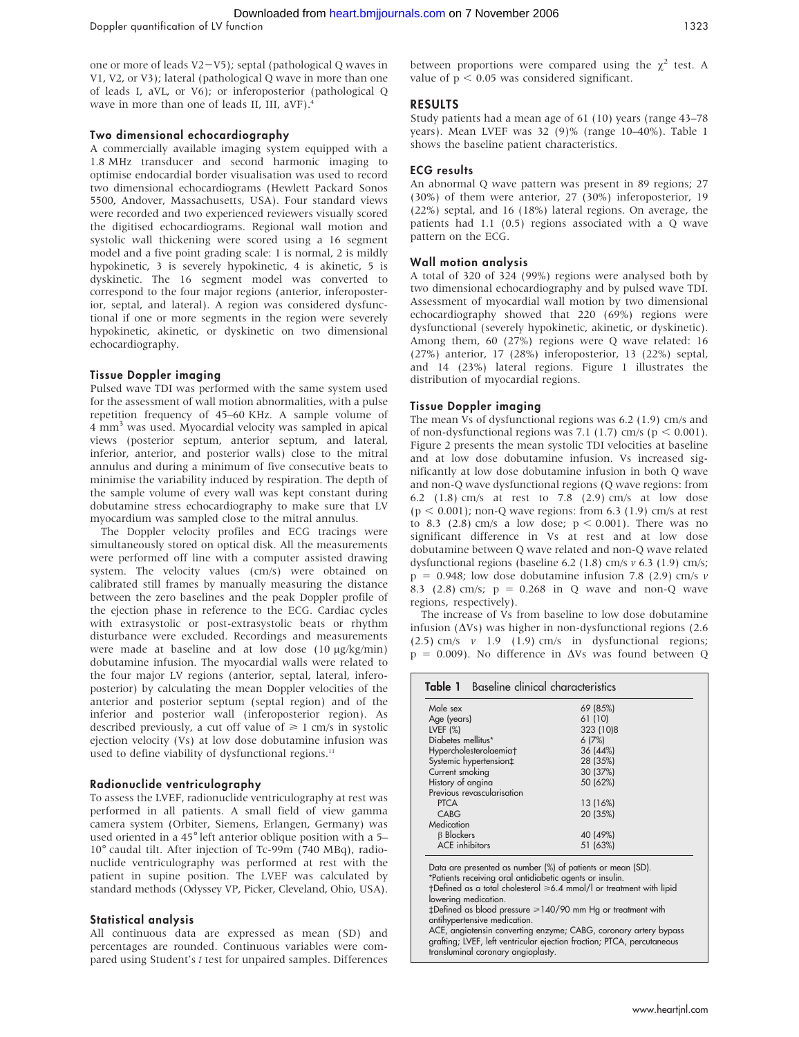one or more of leads V2−V5); septal (pathological Q waves in V1, V2, or V3); lateral (pathological Q wave in more than one of leads I, aVL, or V6); or inferoposterior (pathological Q wave in more than one of leads II, III, aVF).[4]

### Two dimensional echocardiography

A commercially available imaging system equipped with a 1.8 MHz transducer and second harmonic imaging to optimise endocardial border visualisation was used to record two dimensional echocardiograms (Hewlett Packard Sonos 5500, Andover, Massachusetts, USA). Four standard views were recorded and two experienced reviewers visually scored the digitised echocardiograms. Regional wall motion and systolic wall thickening were scored using a 16 segment model and a five point grading scale: 1 is normal, 2 is mildly hypokinetic, 3 is severely hypokinetic, 4 is akinetic, 5 is dyskinetic. The 16 segment model was converted to correspond to the four major regions (anterior, inferoposterior, septal, and lateral). A region was considered dysfunctional if one or more segments in the region were severely hypokinetic, akinetic, or dyskinetic on two dimensional echocardiography.

### Tissue Doppler imaging

Pulsed wave TDI was performed with the same system used for the assessment of wall motion abnormalities, with a pulse repetition frequency of 45–60 KHz. A sample volume of 4 mm$^3$ was used. Myocardial velocity was sampled in apical views (posterior septum, anterior septum, and lateral, inferior, anterior, and posterior walls) close to the mitral annulus and during a minimum of five consecutive beats to minimise the variability induced by respiration. The depth of the sample volume of every wall was kept constant during dobutamine stress echocardiography to make sure that LV myocardium was sampled close to the mitral annulus.

The Doppler velocity profiles and ECG tracings were simultaneously stored on optical disk. All the measurements were performed off line with a computer assisted drawing system. The velocity values (cm/s) were obtained on calibrated still frames by manually measuring the distance between the zero baselines and the peak Doppler profile of the ejection phase in reference to the ECG. Cardiac cycles with extrasystolic or post-extrasystolic beats or rhythm disturbance were excluded. Recordings and measurements were made at baseline and at low dose (10 µg/kg/min) dobutamine infusion. The myocardial walls were related to the four major LV regions (anterior, septal, lateral, inferoposterior) by calculating the mean Doppler velocities of the anterior and posterior septum (septal region) and of the inferior and posterior wall (inferoposterior region). As described previously, a cut off value of $\geq$ 1 cm/s in systolic ejection velocity (Vs) at low dose dobutamine infusion was used to define viability of dysfunctional regions.[11]

### Radionuclide ventriculography

To assess the LVEF, radionuclide ventriculography at rest was performed in all patients. A small field of view gamma camera system (Orbiter, Siemens, Erlangen, Germany) was used oriented in a 45° left anterior oblique position with a 5–10° caudal tilt. After injection of Tc-99m (740 MBq), radionuclide ventriculography was performed at rest with the patient in supine position. The LVEF was calculated by standard methods (Odyssey VP, Picker, Cleveland, Ohio, USA).

### Statistical analysis

All continuous data are expressed as mean (SD) and percentages are rounded. Continuous variables were compared using Student's *t* test for unpaired samples. Differences between proportions were compared using the $\chi^2$ test. A value of $p < 0.05$ was considered significant.

## RESULTS

Study patients had a mean age of 61 (10) years (range 43–78 years). Mean LVEF was 32 (9)% (range 10–40%). Table 1 shows the baseline patient characteristics.

### ECG results

An abnormal Q wave pattern was present in 89 regions; 27 (30%) of them were anterior, 27 (30%) inferoposterior, 19 (22%) septal, and 16 (18%) lateral regions. On average, the patients had 1.1 (0.5) regions associated with a Q wave pattern on the ECG.

### Wall motion analysis

A total of 320 of 324 (99%) regions were analysed both by two dimensional echocardiography and by pulsed wave TDI. Assessment of myocardial wall motion by two dimensional echocardiography showed that 220 (69%) regions were dysfunctional (severely hypokinetic, akinetic, or dyskinetic). Among them, 60 (27%) regions were Q wave related: 16 (27%) anterior, 17 (28%) inferoposterior, 13 (22%) septal, and 14 (23%) lateral regions. Figure 1 illustrates the distribution of myocardial regions.

### Tissue Doppler imaging

The mean Vs of dysfunctional regions was 6.2 (1.9) cm/s and of non-dysfunctional regions was 7.1 (1.7) cm/s ($p < 0.001$). Figure 2 presents the mean systolic TDI velocities at baseline and at low dose dobutamine infusion. Vs increased significantly at low dose dobutamine infusion in both Q wave and non-Q wave dysfunctional regions (Q wave regions: from 6.2 (1.8) cm/s at rest to 7.8 (2.9) cm/s at low dose ($p < 0.001$); non-Q wave regions: from 6.3 (1.9) cm/s at rest to 8.3 (2.8) cm/s a low dose; $p < 0.001$). There was no significant difference in Vs at rest and at low dose dobutamine infusion between Q wave related and non-Q wave related dysfunctional regions (baseline 6.2 (1.8) cm/s *v* 6.3 (1.9) cm/s; $p = 0.948$; low dose dobutamine infusion 7.8 (2.9) cm/s *v* 8.3 (2.8) cm/s; $p = 0.268$ in Q wave and non-Q wave regions, respectively).

The increase of Vs from baseline to low dose dobutamine infusion ($\Delta$Vs) was higher in non-dysfunctional regions (2.6 (2.5) cm/s *v* 1.9 (1.9) cm/s in dysfunctional regions; $p = 0.009$). No difference in $\Delta$Vs was found between Q

**Table 1** Baseline clinical characteristics

| | |
|---|---|
| Male sex | 69 (85%) |
| Age (years) | 61 (10) |
| LVEF (%) | 323 (10)8 |
| Diabetes mellitus* | 6 (7%) |
| Hypercholesterolaemia† | 36 (44%) |
| Systemic hypertension‡ | 28 (35%) |
| Current smoking | 30 (37%) |
| History of angina | 50 (62%) |
| Previous revascularisation | |
| PTCA | 13 (16%) |
| CABG | 20 (35%) |
| Medication | |
| β Blockers | 40 (49%) |
| ACE inhibitors | 51 (63%) |

Data are presented as number (%) of patients or mean (SD).
*Patients receiving oral antidiabetic agents or insulin.
†Defined as a total cholesterol ≥6.4 mmol/l or treatment with lipid lowering medication.
‡Defined as blood pressure ≥140/90 mm Hg or treatment with antihypertensive medication.
ACE, angiotensin converting enzyme; CABG, coronary artery bypass grafting; LVEF, left ventricular ejection fraction; PTCA, percutaneous transluminal coronary angioplasty.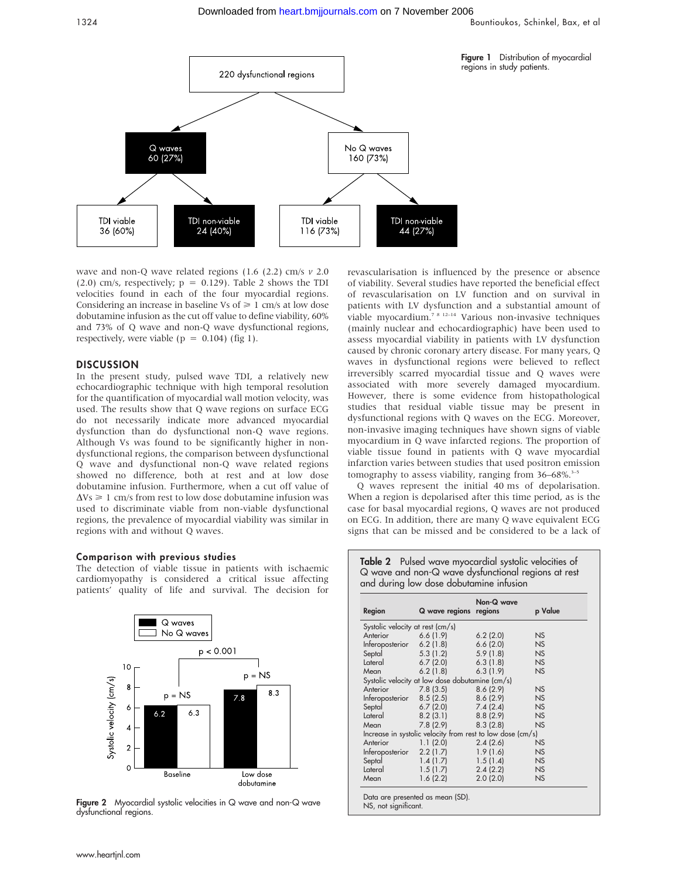Figure 1 Distribution of myocardial regions in study patients.

wave and non-Q wave related regions (1.6 (2.2) cm/s *v* 2.0 (2.0) cm/s, respectively; p = 0.129). Table 2 shows the TDI velocities found in each of the four myocardial regions. Considering an increase in baseline Vs of ⩾ 1 cm/s at low dose dobutamine infusion as the cut off value to define viability, 60% and 73% of Q wave and non-Q wave dysfunctional regions, respectively, were viable (p = 0.104) (fig 1).

## DISCUSSION

In the present study, pulsed wave TDI, a relatively new echocardiographic technique with high temporal resolution for the quantification of myocardial wall motion velocity, was used. The results show that Q wave regions on surface ECG do not necessarily indicate more advanced myocardial dysfunction than do dysfunctional non-Q wave regions. Although Vs was found to be significantly higher in non-dysfunctional regions, the comparison between dysfunctional Q wave and dysfunctional non-Q wave related regions showed no difference, both at rest and at low dose dobutamine infusion. Furthermore, when a cut off value of ΔVs ⩾ 1 cm/s from rest to low dose dobutamine infusion was used to discriminate viable from non-viable dysfunctional regions, the prevalence of myocardial viability was similar in regions with and without Q waves.

### Comparison with previous studies

The detection of viable tissue in patients with ischaemic cardiomyopathy is considered a critical issue affecting patients' quality of life and survival. The decision for revascularisation is influenced by the presence or absence of viability. Several studies have reported the beneficial effect of revascularisation on LV function and on survival in patients with LV dysfunction and a substantial amount of viable myocardium.[7 8 12–14] Various non-invasive techniques (mainly nuclear and echocardiographic) have been used to assess myocardial viability in patients with LV dysfunction caused by chronic coronary artery disease. For many years, Q waves in dysfunctional regions were believed to reflect irreversibly scarred myocardial tissue and Q waves were associated with more severely damaged myocardium. However, there is some evidence from histopathological studies that residual viable tissue may be present in dysfunctional regions with Q waves on the ECG. Moreover, non-invasive imaging techniques have shown signs of viable myocardium in Q wave infarcted regions. The proportion of viable tissue found in patients with Q wave myocardial infarction varies between studies that used positron emission tomography to assess viability, ranging from 36–68%.[3–5]

Q waves represent the initial 40 ms of depolarisation. When a region is depolarised after this time period, as is the case for basal myocardial regions, Q waves are not produced on ECG. In addition, there are many Q wave equivalent ECG signs that can be missed and be considered to be a lack of

Figure 2 Myocardial systolic velocities in Q wave and non-Q wave dysfunctional regions.

**Table 2** Pulsed wave myocardial systolic velocities of Q wave and non-Q wave dysfunctional regions at rest and during low dose dobutamine infusion

| Region | Q wave regions | Non-Q wave regions | p Value |
|---|---|---|---|
| Systolic velocity at rest (cm/s) | | | |
| Anterior | 6.6 (1.9) | 6.2 (2.0) | NS |
| Inferoposterior | 6.2 (1.8) | 6.6 (2.0) | NS |
| Septal | 5.3 (1.2) | 5.9 (1.8) | NS |
| Lateral | 6.7 (2.0) | 6.3 (1.8) | NS |
| Mean | 6.2 (1.8) | 6.3 (1.9) | NS |
| Systolic velocity at low dose dobutamine (cm/s) | | | |
| Anterior | 7.8 (3.5) | 8.6 (2.9) | NS |
| Inferoposterior | 8.5 (2.5) | 8.6 (2.9) | NS |
| Septal | 6.7 (2.0) | 7.4 (2.4) | NS |
| Lateral | 8.2 (3.1) | 8.8 (2.9) | NS |
| Mean | 7.8 (2.9) | 8.3 (2.8) | NS |
| Increase in systolic velocity from rest to low dose (cm/s) | | | |
| Anterior | 1.1 (2.0) | 2.4 (2.6) | NS |
| Inferoposterior | 2.2 (1.7) | 1.9 (1.6) | NS |
| Septal | 1.4 (1.7) | 1.5 (1.4) | NS |
| Lateral | 1.5 (1.7) | 2.4 (2.2) | NS |
| Mean | 1.6 (2.2) | 2.0 (2.0) | NS |

Data are presented as mean (SD).
NS, not significant.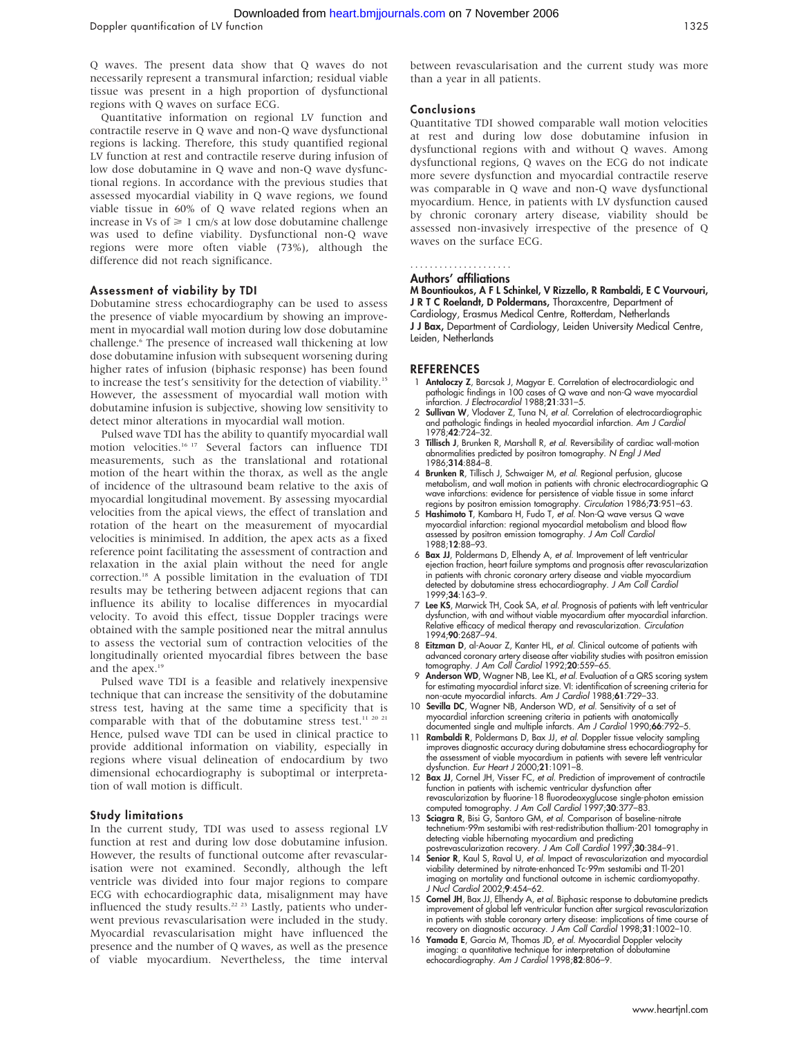Q waves. The present data show that Q waves do not necessarily represent a transmural infarction; residual viable tissue was present in a high proportion of dysfunctional regions with Q waves on surface ECG.

Quantitative information on regional LV function and contractile reserve in Q wave and non-Q wave dysfunctional regions is lacking. Therefore, this study quantified regional LV function at rest and contractile reserve during infusion of low dose dobutamine in Q wave and non-Q wave dysfunctional regions. In accordance with the previous studies that assessed myocardial viability in Q wave regions, we found viable tissue in 60% of Q wave related regions when an increase in Vs of ≥ 1 cm/s at low dose dobutamine challenge was used to define viability. Dysfunctional non-Q wave regions were more often viable (73%), although the difference did not reach significance.

### Assessment of viability by TDI

Dobutamine stress echocardiography can be used to assess the presence of viable myocardium by showing an improvement in myocardial wall motion during low dose dobutamine challenge.[6] The presence of increased wall thickening at low dose dobutamine infusion with subsequent worsening during higher rates of infusion (biphasic response) has been found to increase the test's sensitivity for the detection of viability.[15] However, the assessment of myocardial wall motion with dobutamine infusion is subjective, showing low sensitivity to detect minor alterations in myocardial wall motion.

Pulsed wave TDI has the ability to quantify myocardial wall motion velocities.[16,17] Several factors can influence TDI measurements, such as the translational and rotational motion of the heart within the thorax, as well as the angle of incidence of the ultrasound beam relative to the axis of myocardial longitudinal movement. By assessing myocardial velocities from the apical views, the effect of translation and rotation of the heart on the measurement of myocardial velocities is minimised. In addition, the apex acts as a fixed reference point facilitating the assessment of contraction and relaxation in the axial plain without the need for angle correction.[18] A possible limitation in the evaluation of TDI results may be tethering between adjacent regions that can influence its ability to localise differences in myocardial velocity. To avoid this effect, tissue Doppler tracings were obtained with the sample positioned near the mitral annulus to assess the vectorial sum of contraction velocities of the longitudinally oriented myocardial fibres between the base and the apex.[19]

Pulsed wave TDI is a feasible and relatively inexpensive technique that can increase the sensitivity of the dobutamine stress test, having at the same time a specificity that is comparable with that of the dobutamine stress test.[11,20,21] Hence, pulsed wave TDI can be used in clinical practice to provide additional information on viability, especially in regions where visual delineation of endocardium by two dimensional echocardiography is suboptimal or interpretation of wall motion is difficult.

### Study limitations

In the current study, TDI was used to assess regional LV function at rest and during low dose dobutamine infusion. However, the results of functional outcome after revascularisation were not examined. Secondly, although the left ventricle was divided into four major regions to compare ECG with echocardiographic data, misalignment may have influenced the study results.[22,23] Lastly, patients who underwent previous revascularisation were included in the study. Myocardial revascularisation might have influenced the presence and the number of Q waves, as well as the presence of viable myocardium. Nevertheless, the time interval between revascularisation and the current study was more than a year in all patients.

### Conclusions

Quantitative TDI showed comparable wall motion velocities at rest and during low dose dobutamine infusion in dysfunctional regions with and without Q waves. Among dysfunctional regions, Q waves on the ECG do not indicate more severe dysfunction and myocardial contractile reserve was comparable in Q wave and non-Q wave dysfunctional myocardium. Hence, in patients with LV dysfunction caused by chronic coronary artery disease, viability should be assessed non-invasively irrespective of the presence of Q waves on the surface ECG.

### Authors' affiliations

**M Bountioukos, A F L Schinkel, V Rizzello, R Rambaldi, E C Vourvouri, J R T C Roelandt, D Poldermans,** Thoraxcentre, Department of Cardiology, Erasmus Medical Centre, Rotterdam, Netherlands
**J J Bax,** Department of Cardiology, Leiden University Medical Centre, Leiden, Netherlands

## REFERENCES

1. **Antaloczy Z**, Barcsak J, Magyar E. Correlation of electrocardiologic and pathologic findings in 100 cases of Q wave and non-Q wave myocardial infarction. *J Electrocardiol* 1988;**21**:331–5.
2. **Sullivan W**, Vlodaver Z, Tuna N, *et al*. Correlation of electrocardiographic and pathologic findings in healed myocardial infarction. *Am J Cardiol* 1978;**42**:724–32.
3. **Tillisch J**, Brunken R, Marshall R, *et al*. Reversibility of cardiac wall-motion abnormalities predicted by positron tomography. *N Engl J Med* 1986;**314**:884–8.
4. **Brunken R**, Tillisch J, Schwaiger M, *et al*. Regional perfusion, glucose metabolism, and wall motion in patients with chronic electrocardiographic Q wave infarctions: evidence for persistence of viable tissue in some infarct regions by positron emission tomography. *Circulation* 1986;**73**:951–63.
5. **Hashimoto T**, Kambara H, Fudo T, *et al*. Non-Q wave versus Q wave myocardial infarction: regional myocardial metabolism and blood flow assessed by positron emission tomography. *J Am Coll Cardiol* 1988;**12**:88–93.
6. **Bax JJ**, Poldermans D, Elhendy A, *et al*. Improvement of left ventricular ejection fraction, heart failure symptoms and prognosis after revascularization in patients with chronic coronary artery disease and viable myocardium detected by dobutamine stress echocardiography. *J Am Coll Cardiol* 1999;**34**:163–9.
7. **Lee KS**, Marwick TH, Cook SA, *et al*. Prognosis of patients with left ventricular dysfunction, with and without viable myocardium after myocardial infarction. Relative efficacy of medical therapy and revascularization. *Circulation* 1994;**90**:2687–94.
8. **Eitzman D**, al-Aouar Z, Kanter HL, *et al*. Clinical outcome of patients with advanced coronary artery disease after viability studies with positron emission tomography. *J Am Coll Cardiol* 1992;**20**:559–65.
9. **Anderson WD**, Wagner NB, Lee KL, *et al*. Evaluation of a QRS scoring system for estimating myocardial infarct size. VI: identification of screening criteria for non-acute myocardial infarcts. *Am J Cardiol* 1988;**61**:729–33.
10. **Sevilla DC**, Wagner NB, Anderson WD, *et al*. Sensitivity of a set of myocardial infarction screening criteria in patients with anatomically documented single and multiple infarcts. *Am J Cardiol* 1990;**66**:792–5.
11. **Rambaldi R**, Poldermans D, Bax JJ, *et al*. Doppler tissue velocity sampling improves diagnostic accuracy during dobutamine stress echocardiography for the assessment of viable myocardium in patients with severe left ventricular dysfunction. *Eur Heart J* 2000;**21**:1091–8.
12. **Bax JJ**, Cornel JH, Visser FC, *et al*. Prediction of improvement of contractile function in patients with ischemic ventricular dysfunction after revascularization by fluorine-18 fluorodeoxyglucose single-photon emission computed tomography. *J Am Coll Cardiol* 1997;**30**:377–83.
13. **Sciagra R**, Bisi G, Santoro GM, *et al*. Comparison of baseline-nitrate technetium-99m sestamibi with rest-redistribution thallium-201 tomography in detecting viable hibernating myocardium and predicting postrevascularization recovery. *J Am Coll Cardiol* 1997;**30**:384–91.
14. **Senior R**, Kaul S, Raval U, *et al*. Impact of revascularization and myocardial viability determined by nitrate-enhanced Tc-99m sestamibi and Tl-201 imaging on mortality and functional outcome in ischemic cardiomyopathy. *J Nucl Cardiol* 2002;**9**:454–62.
15. **Cornel JH**, Bax JJ, Elhendy A, *et al*. Biphasic response to dobutamine predicts improvement of global left ventricular function after surgical revascularization in patients with stable coronary artery disease: implications of time course of recovery on diagnostic accuracy. *J Am Coll Cardiol* 1998;**31**:1002–10.
16. **Yamada E**, Garcia M, Thomas JD, *et al*. Myocardial Doppler velocity imaging: a quantitative technique for interpretation of dobutamine echocardiography. *Am J Cardiol* 1998;**82**:806–9.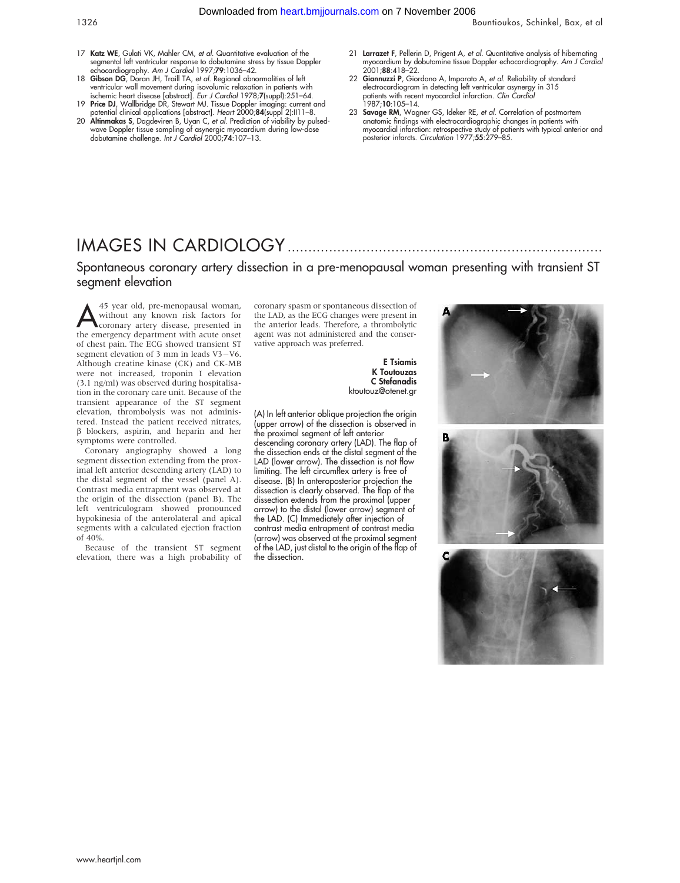17 **Katz WE**, Gulati VK, Mahler CM, *et al*. Quantitative evaluation of the segmental left ventricular response to dobutamine stress by tissue Doppler echocardiography. *Am J Cardiol* 1997;**79**:1036–42.

18 **Gibson DG**, Doran JH, Traill TA, *et al*. Regional abnormalities of left ventricular wall movement during isovolumic relaxation in patients with ischemic heart disease [abstract]. *Eur J Cardiol* 1978;**7**(suppl):251–64.

19 **Price DJ**, Wallbridge DR, Stewart MJ. Tissue Doppler imaging: current and potential clinical applications [abstract]. *Heart* 2000;**84**(suppl 2):II11–8.

20 **Altinmakas S**, Dagdeviren B, Uyan C, *et al*. Prediction of viability by pulsed-wave Doppler tissue sampling of asynergic myocardium during low-dose dobutamine challenge. *Int J Cardiol* 2000;**74**:107–13.

21 **Larrazet F**, Pellerin D, Prigent A, *et al*. Quantitative analysis of hibernating myocardium by dobutamine tissue Doppler echocardiography. *Am J Cardiol* 2001;**88**:418–22.

22 **Giannuzzi P**, Giordano A, Imparato A, *et al*. Reliability of standard electrocardiogram in detecting left ventricular asynergy in 315 patients with recent myocardial infarction. *Clin Cardiol* 1987;**10**:105–14.

23 **Savage RM**, Wagner GS, Ideker RE, *et al*. Correlation of postmortem anatomic findings with electrocardiographic changes in patients with myocardial infarction: retrospective study of patients with typical anterior and posterior infarcts. *Circulation* 1977;**55**:279–85.

# IMAGES IN CARDIOLOGY

## Spontaneous coronary artery dissection in a pre-menopausal woman presenting with transient ST segment elevation

A 45 year old, pre-menopausal woman, without any known risk factors for coronary artery disease, presented in the emergency department with acute onset of chest pain. The ECG showed transient ST segment elevation of 3 mm in leads V3–V6. Although creatine kinase (CK) and CK-MB were not increased, troponin I elevation (3.1 ng/ml) was observed during hospitalisation in the coronary care unit. Because of the transient appearance of the ST segment elevation, thrombolysis was not administered. Instead the patient received nitrates, β blockers, aspirin, and heparin and her symptoms were controlled.

Coronary angiography showed a long segment dissection extending from the proximal left anterior descending artery (LAD) to the distal segment of the vessel (panel A). Contrast media entrapment was observed at the origin of the dissection (panel B). The left ventriculogram showed pronounced hypokinesia of the anterolateral and apical segments with a calculated ejection fraction of 40%.

Because of the transient ST segment elevation, there was a high probability of coronary spasm or spontaneous dissection of the LAD, as the ECG changes were present in the anterior leads. Therefore, a thrombolytic agent was not administered and the conservative approach was preferred.

**E Tsiamis**
**K Toutouzas**
**C Stefanadis**
ktoutouz@otenet.gr

(A) In left anterior oblique projection the origin (upper arrow) of the dissection is observed in the proximal segment of left anterior descending coronary artery (LAD). The flap of the dissection ends at the distal segment of the LAD (lower arrow). The dissection is not flow limiting. The left circumflex artery is free of disease. (B) In anteroposterior projection the dissection is clearly observed. The flap of the dissection extends from the proximal (upper arrow) to the distal (lower arrow) segment of the LAD. (C) Immediately after injection of contrast media entrapment of contrast media (arrow) was observed at the proximal segment of the LAD, just distal to the origin of the flap of the dissection.